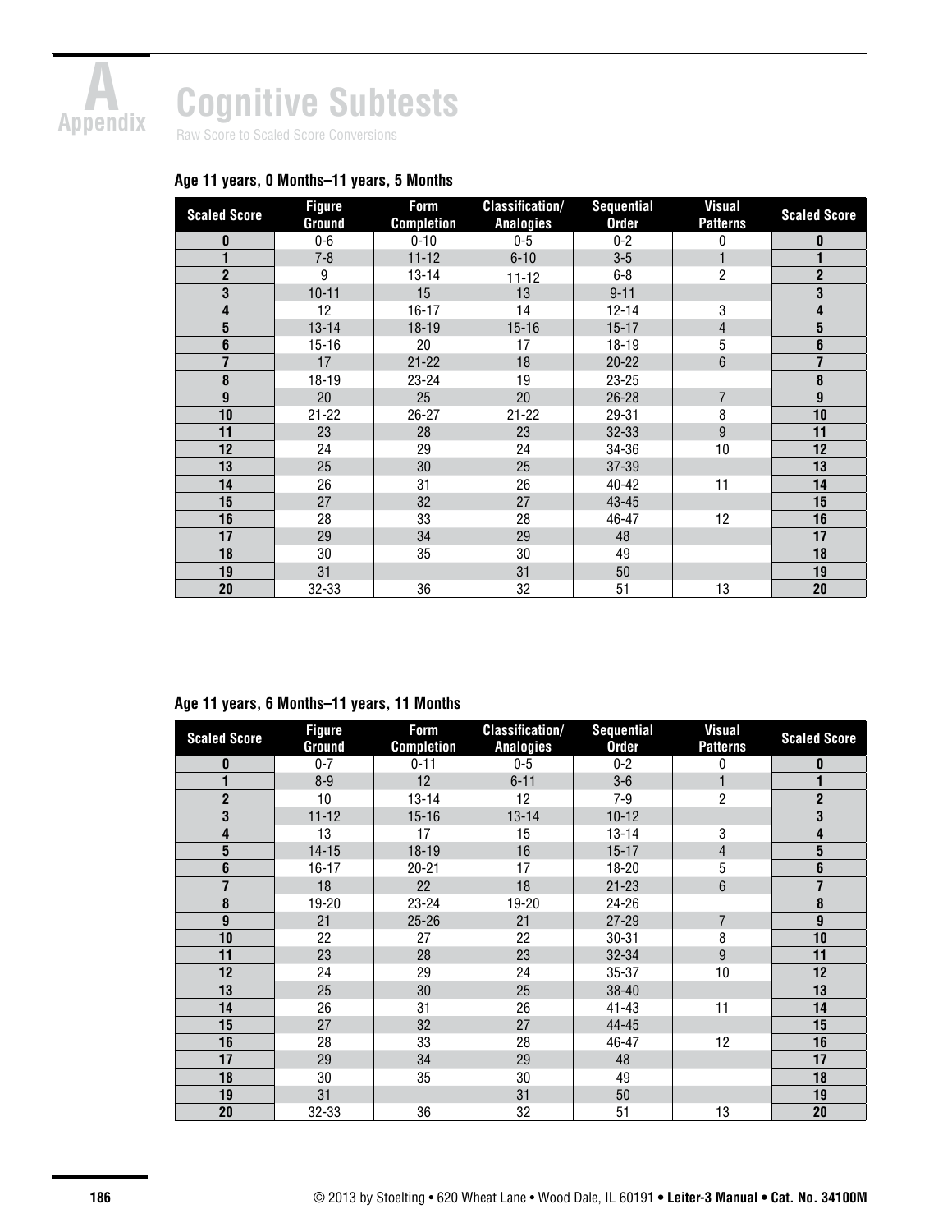# Appendix A

## Cognitive Subtests

Raw Score to Scaled Score Conversions

### Age 11 years, 0 Months–11 years, 5 Months

| Scaled Score | Figure Ground | Form Completion | Classification/ Analogies | Sequential Order | Visual Patterns | Scaled Score |
|---|---|---|---|---|---|---|
| **0** | 0-6 | 0-10 | 0-5 | 0-2 | 0 | **0** |
| **1** | 7-8 | 11-12 | 6-10 | 3-5 | 1 | **1** |
| **2** | 9 | 13-14 | 11-12 | 6-8 | 2 | **2** |
| **3** | 10-11 | 15 | 13 | 9-11 | | **3** |
| **4** | 12 | 16-17 | 14 | 12-14 | 3 | **4** |
| **5** | 13-14 | 18-19 | 15-16 | 15-17 | 4 | **5** |
| **6** | 15-16 | 20 | 17 | 18-19 | 5 | **6** |
| **7** | 17 | 21-22 | 18 | 20-22 | 6 | **7** |
| **8** | 18-19 | 23-24 | 19 | 23-25 | | **8** |
| **9** | 20 | 25 | 20 | 26-28 | 7 | **9** |
| **10** | 21-22 | 26-27 | 21-22 | 29-31 | 8 | **10** |
| **11** | 23 | 28 | 23 | 32-33 | 9 | **11** |
| **12** | 24 | 29 | 24 | 34-36 | 10 | **12** |
| **13** | 25 | 30 | 25 | 37-39 | | **13** |
| **14** | 26 | 31 | 26 | 40-42 | 11 | **14** |
| **15** | 27 | 32 | 27 | 43-45 | | **15** |
| **16** | 28 | 33 | 28 | 46-47 | 12 | **16** |
| **17** | 29 | 34 | 29 | 48 | | **17** |
| **18** | 30 | 35 | 30 | 49 | | **18** |
| **19** | 31 | | 31 | 50 | | **19** |
| **20** | 32-33 | 36 | 32 | 51 | 13 | **20** |

### Age 11 years, 6 Months–11 years, 11 Months

| Scaled Score | Figure Ground | Form Completion | Classification/ Analogies | Sequential Order | Visual Patterns | Scaled Score |
|---|---|---|---|---|---|---|
| **0** | 0-7 | 0-11 | 0-5 | 0-2 | 0 | **0** |
| **1** | 8-9 | 12 | 6-11 | 3-6 | 1 | **1** |
| **2** | 10 | 13-14 | 12 | 7-9 | 2 | **2** |
| **3** | 11-12 | 15-16 | 13-14 | 10-12 | | **3** |
| **4** | 13 | 17 | 15 | 13-14 | 3 | **4** |
| **5** | 14-15 | 18-19 | 16 | 15-17 | 4 | **5** |
| **6** | 16-17 | 20-21 | 17 | 18-20 | 5 | **6** |
| **7** | 18 | 22 | 18 | 21-23 | 6 | **7** |
| **8** | 19-20 | 23-24 | 19-20 | 24-26 | | **8** |
| **9** | 21 | 25-26 | 21 | 27-29 | 7 | **9** |
| **10** | 22 | 27 | 22 | 30-31 | 8 | **10** |
| **11** | 23 | 28 | 23 | 32-34 | 9 | **11** |
| **12** | 24 | 29 | 24 | 35-37 | 10 | **12** |
| **13** | 25 | 30 | 25 | 38-40 | | **13** |
| **14** | 26 | 31 | 26 | 41-43 | 11 | **14** |
| **15** | 27 | 32 | 27 | 44-45 | | **15** |
| **16** | 28 | 33 | 28 | 46-47 | 12 | **16** |
| **17** | 29 | 34 | 29 | 48 | | **17** |
| **18** | 30 | 35 | 30 | 49 | | **18** |
| **19** | 31 | | 31 | 50 | | **19** |
| **20** | 32-33 | 36 | 32 | 51 | 13 | **20** |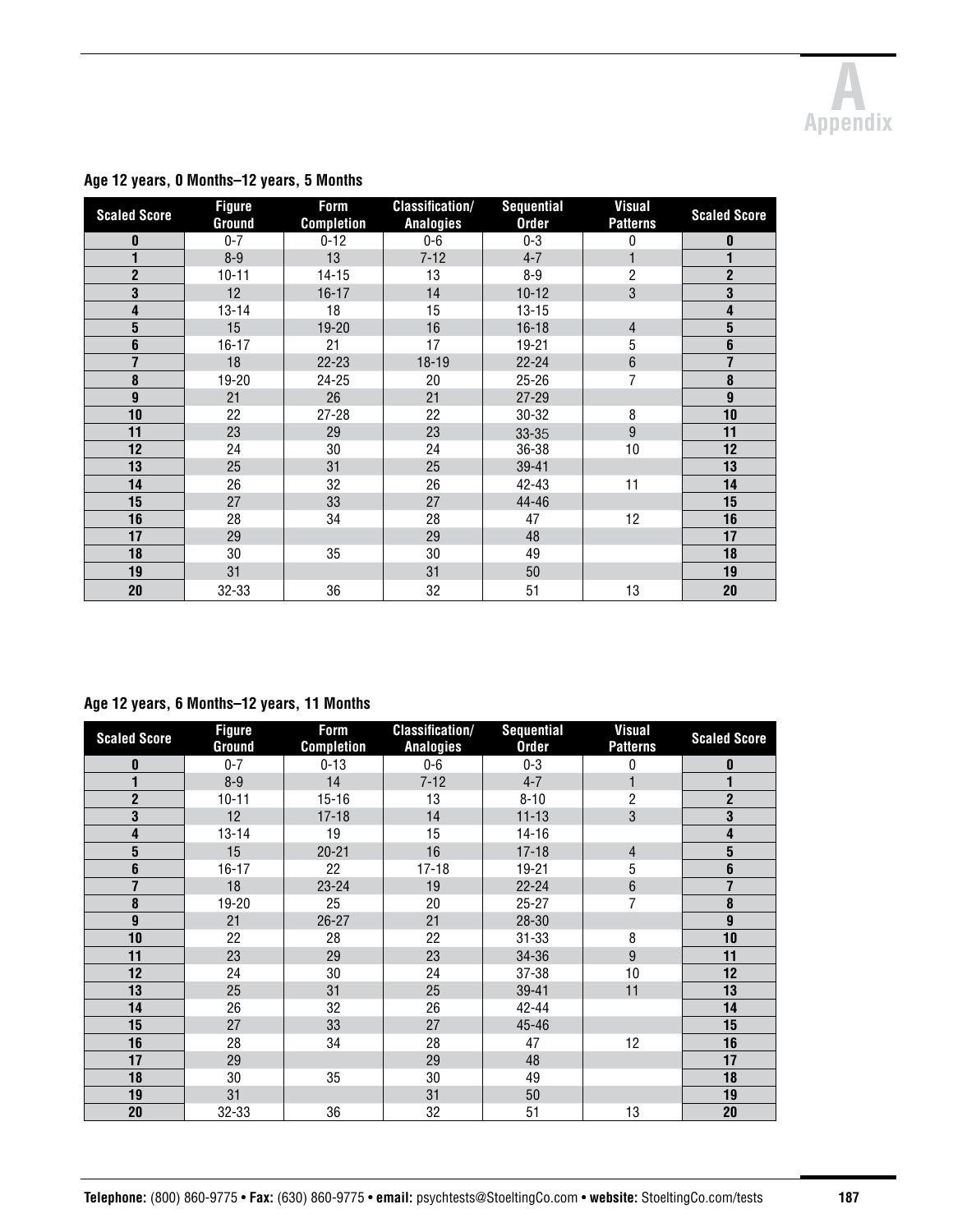### Age 12 years, 0 Months–12 years, 5 Months

| Scaled Score | Figure Ground | Form Completion | Classification/ Analogies | Sequential Order | Visual Patterns | Scaled Score |
|---|---|---|---|---|---|---|
| **0** | 0-7 | 0-12 | 0-6 | 0-3 | 0 | **0** |
| **1** | 8-9 | 13 | 7-12 | 4-7 | 1 | **1** |
| **2** | 10-11 | 14-15 | 13 | 8-9 | 2 | **2** |
| **3** | 12 | 16-17 | 14 | 10-12 | 3 | **3** |
| **4** | 13-14 | 18 | 15 | 13-15 | | **4** |
| **5** | 15 | 19-20 | 16 | 16-18 | 4 | **5** |
| **6** | 16-17 | 21 | 17 | 19-21 | 5 | **6** |
| **7** | 18 | 22-23 | 18-19 | 22-24 | 6 | **7** |
| **8** | 19-20 | 24-25 | 20 | 25-26 | 7 | **8** |
| **9** | 21 | 26 | 21 | 27-29 | | **9** |
| **10** | 22 | 27-28 | 22 | 30-32 | 8 | **10** |
| **11** | 23 | 29 | 23 | 33-35 | 9 | **11** |
| **12** | 24 | 30 | 24 | 36-38 | 10 | **12** |
| **13** | 25 | 31 | 25 | 39-41 | | **13** |
| **14** | 26 | 32 | 26 | 42-43 | 11 | **14** |
| **15** | 27 | 33 | 27 | 44-46 | | **15** |
| **16** | 28 | 34 | 28 | 47 | 12 | **16** |
| **17** | 29 | | 29 | 48 | | **17** |
| **18** | 30 | 35 | 30 | 49 | | **18** |
| **19** | 31 | | 31 | 50 | | **19** |
| **20** | 32-33 | 36 | 32 | 51 | 13 | **20** |

### Age 12 years, 6 Months–12 years, 11 Months

| Scaled Score | Figure Ground | Form Completion | Classification/ Analogies | Sequential Order | Visual Patterns | Scaled Score |
|---|---|---|---|---|---|---|
| **0** | 0-7 | 0-13 | 0-6 | 0-3 | 0 | **0** |
| **1** | 8-9 | 14 | 7-12 | 4-7 | 1 | **1** |
| **2** | 10-11 | 15-16 | 13 | 8-10 | 2 | **2** |
| **3** | 12 | 17-18 | 14 | 11-13 | 3 | **3** |
| **4** | 13-14 | 19 | 15 | 14-16 | | **4** |
| **5** | 15 | 20-21 | 16 | 17-18 | 4 | **5** |
| **6** | 16-17 | 22 | 17-18 | 19-21 | 5 | **6** |
| **7** | 18 | 23-24 | 19 | 22-24 | 6 | **7** |
| **8** | 19-20 | 25 | 20 | 25-27 | 7 | **8** |
| **9** | 21 | 26-27 | 21 | 28-30 | | **9** |
| **10** | 22 | 28 | 22 | 31-33 | 8 | **10** |
| **11** | 23 | 29 | 23 | 34-36 | 9 | **11** |
| **12** | 24 | 30 | 24 | 37-38 | 10 | **12** |
| **13** | 25 | 31 | 25 | 39-41 | 11 | **13** |
| **14** | 26 | 32 | 26 | 42-44 | | **14** |
| **15** | 27 | 33 | 27 | 45-46 | | **15** |
| **16** | 28 | 34 | 28 | 47 | 12 | **16** |
| **17** | 29 | | 29 | 48 | | **17** |
| **18** | 30 | 35 | 30 | 49 | | **18** |
| **19** | 31 | | 31 | 50 | | **19** |
| **20** | 32-33 | 36 | 32 | 51 | 13 | **20** |